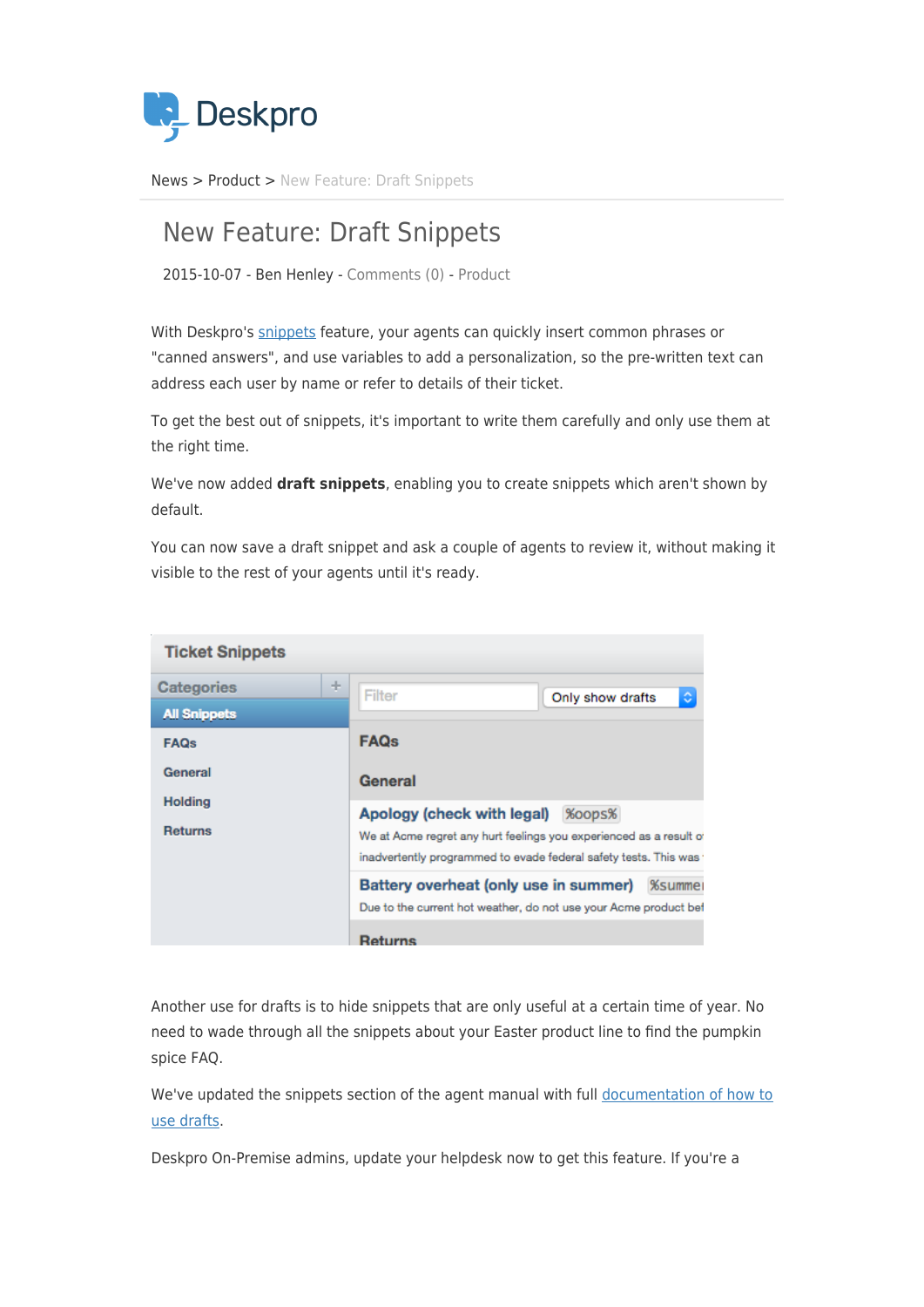Deskpro

News > Product > New Feature: Draft Snippets

# New Feature: Draft Snippets

2015-10-07 - Ben Henley - Comments (0) - Product

With Deskpro's snippets feature, your agents can quickly insert common phrases or "canned answers", and use variables to add a personalization, so the pre-written text can address each user by name or refer to details of their ticket.

To get the best out of snippets, it's important to write them carefully and only use them at the right time.

We've now added **draft snippets**, enabling you to create snippets which aren't shown by default.

You can now save a draft snippet and ask a couple of agents to review it, without making it visible to the rest of your agents until it's ready.

Another use for drafts is to hide snippets that are only useful at a certain time of year. No need to wade through all the snippets about your Easter product line to find the pumpkin spice FAQ.

We've updated the snippets section of the agent manual with full documentation of how to use drafts.

Deskpro On-Premise admins, update your helpdesk now to get this feature. If you're a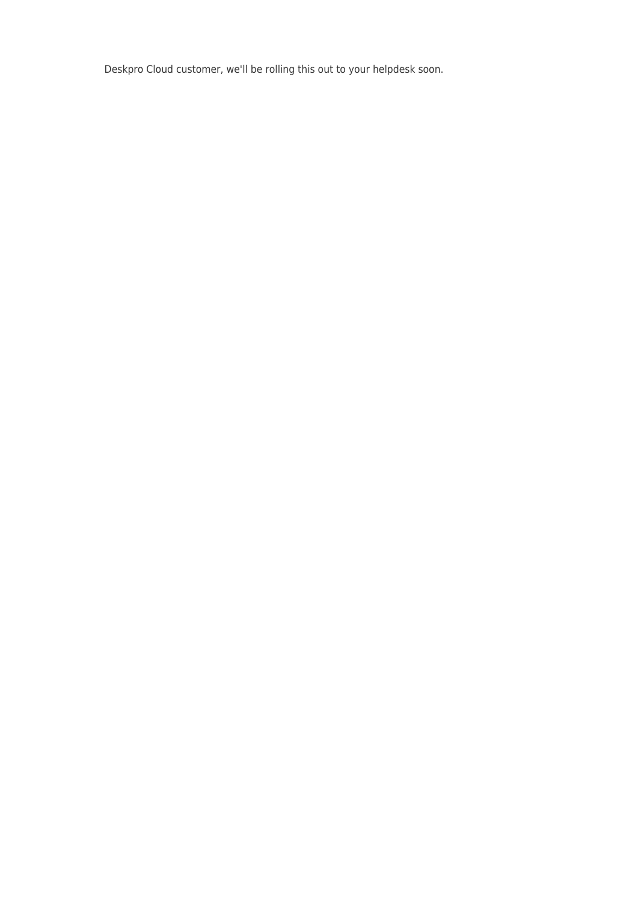Deskpro Cloud customer, we'll be rolling this out to your helpdesk soon.